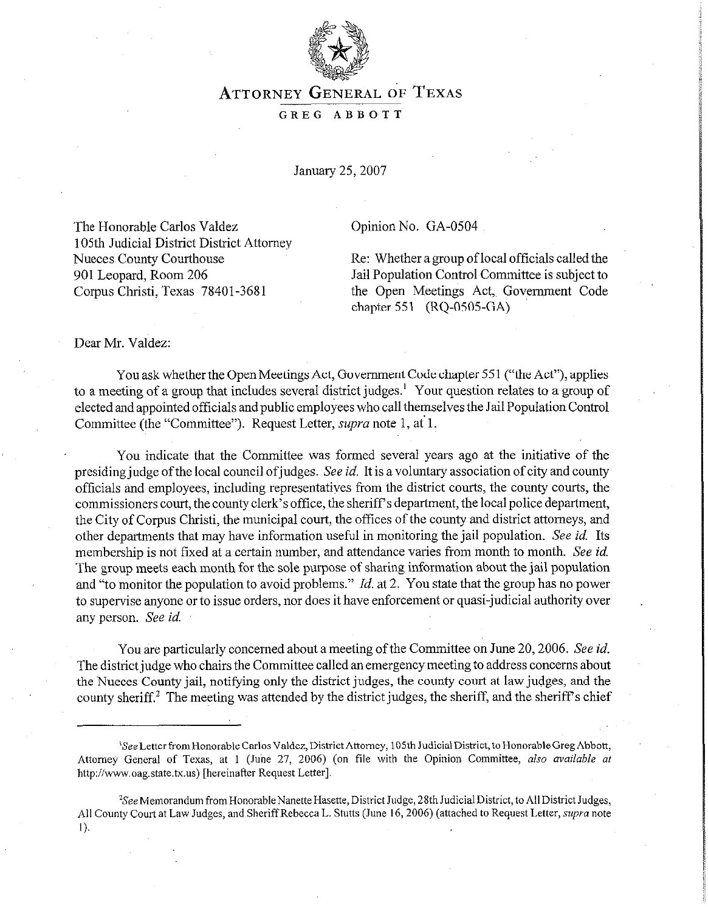# ATTORNEY GENERAL OF TEXAS

GREG ABBOTT

January 25, 2007

The Honorable Carlos Valdez
105th Judicial District District Attorney
Nueces County Courthouse
901 Leopard, Room 206
Corpus Christi, Texas 78401-3681

Opinion No. GA-0504

Re: Whether a group of local officials called the Jail Population Control Committee is subject to the Open Meetings Act, Government Code chapter 551 (RQ-0505-GA)

Dear Mr. Valdez:

You ask whether the Open Meetings Act, Government Code chapter 551 ("the Act"), applies to a meeting of a group that includes several district judges.[1] Your question relates to a group of elected and appointed officials and public employees who call themselves the Jail Population Control Committee (the "Committee"). Request Letter, *supra* note 1, at 1.

You indicate that the Committee was formed several years ago at the initiative of the presiding judge of the local council of judges. *See id.* It is a voluntary association of city and county officials and employees, including representatives from the district courts, the county courts, the commissioners court, the county clerk's office, the sheriff's department, the local police department, the City of Corpus Christi, the municipal court, the offices of the county and district attorneys, and other departments that may have information useful in monitoring the jail population. *See id.* Its membership is not fixed at a certain number, and attendance varies from month to month. *See id.* The group meets each month for the sole purpose of sharing information about the jail population and "to monitor the population to avoid problems." *Id.* at 2. You state that the group has no power to supervise anyone or to issue orders, nor does it have enforcement or quasi-judicial authority over any person. *See id.*

You are particularly concerned about a meeting of the Committee on June 20, 2006. *See id.* The district judge who chairs the Committee called an emergency meeting to address concerns about the Nueces County jail, notifying only the district judges, the county court at law judges, and the county sheriff.[2] The meeting was attended by the district judges, the sheriff, and the sheriff's chief

---

[1] *See* Letter from Honorable Carlos Valdez, District Attorney, 105th Judicial District, to Honorable Greg Abbott, Attorney General of Texas, at 1 (June 27, 2006) (on file with the Opinion Committee, *also available at* http://www.oag.state.tx.us) [hereinafter Request Letter].

[2] *See* Memorandum from Honorable Nanette Hasette, District Judge, 28th Judicial District, to All District Judges, All County Court at Law Judges, and Sheriff Rebecca L. Stutts (June 16, 2006) (attached to Request Letter, *supra* note 1).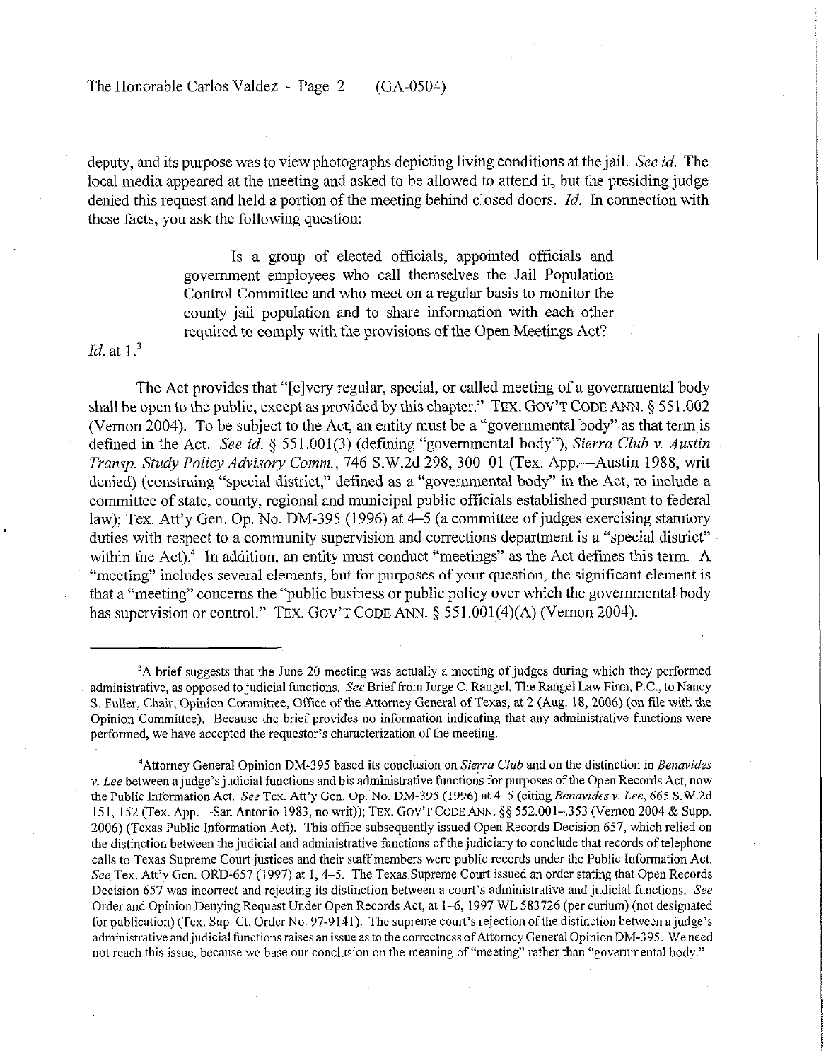deputy, and its purpose was to view photographs depicting living conditions at the jail. *See id.* The local media appeared at the meeting and asked to be allowed to attend it, but the presiding judge denied this request and held a portion of the meeting behind closed doors. *Id.* In connection with these facts, you ask the following question:

> Is a group of elected officials, appointed officials and government employees who call themselves the Jail Population Control Committee and who meet on a regular basis to monitor the county jail population and to share information with each other required to comply with the provisions of the Open Meetings Act?

*Id.* at 1.[3]

The Act provides that "[e]very regular, special, or called meeting of a governmental body shall be open to the public, except as provided by this chapter." TEX. GOV'T CODE ANN. § 551.002 (Vernon 2004). To be subject to the Act, an entity must be a "governmental body" as that term is defined in the Act. *See id.* § 551.001(3) (defining "governmental body"), *Sierra Club v. Austin Transp. Study Policy Advisory Comm.*, 746 S.W.2d 298, 300–01 (Tex. App.—Austin 1988, writ denied) (construing "special district," defined as a "governmental body" in the Act, to include a committee of state, county, regional and municipal public officials established pursuant to federal law); Tex. Att'y Gen. Op. No. DM-395 (1996) at 4–5 (a committee of judges exercising statutory duties with respect to a community supervision and corrections department is a "special district" within the Act).[4] In addition, an entity must conduct "meetings" as the Act defines this term. A "meeting" includes several elements, but for purposes of your question, the significant element is that a "meeting" concerns the "public business or public policy over which the governmental body has supervision or control." TEX. GOV'T CODE ANN. § 551.001(4)(A) (Vernon 2004).

---

[3]A brief suggests that the June 20 meeting was actually a meeting of judges during which they performed administrative, as opposed to judicial functions. *See* Brief from Jorge C. Rangel, The Rangel Law Firm, P.C., to Nancy S. Fuller, Chair, Opinion Committee, Office of the Attorney General of Texas, at 2 (Aug. 18, 2006) (on file with the Opinion Committee). Because the brief provides no information indicating that any administrative functions were performed, we have accepted the requestor's characterization of the meeting.

[4]Attorney General Opinion DM-395 based its conclusion on *Sierra Club* and on the distinction in *Benavides v. Lee* between a judge's judicial functions and his administrative functions for purposes of the Open Records Act, now the Public Information Act. *See* Tex. Att'y Gen. Op. No. DM-395 (1996) at 4–5 (citing *Benavides v. Lee*, 665 S.W.2d 151, 152 (Tex. App.—San Antonio 1983, no writ)); TEX. GOV'T CODE ANN. §§ 552.001–.353 (Vernon 2004 & Supp. 2006) (Texas Public Information Act). This office subsequently issued Open Records Decision 657, which relied on the distinction between the judicial and administrative functions of the judiciary to conclude that records of telephone calls to Texas Supreme Court justices and their staff members were public records under the Public Information Act. *See* Tex. Att'y Gen. ORD-657 (1997) at 1, 4–5. The Texas Supreme Court issued an order stating that Open Records Decision 657 was incorrect and rejecting its distinction between a court's administrative and judicial functions. *See* Order and Opinion Denying Request Under Open Records Act, at 1–6, 1997 WL 583726 (per curiam) (not designated for publication) (Tex. Sup. Ct. Order No. 97-9141). The supreme court's rejection of the distinction between a judge's administrative and judicial functions raises an issue as to the correctness of Attorney General Opinion DM-395. We need not reach this issue, because we base our conclusion on the meaning of "meeting" rather than "governmental body."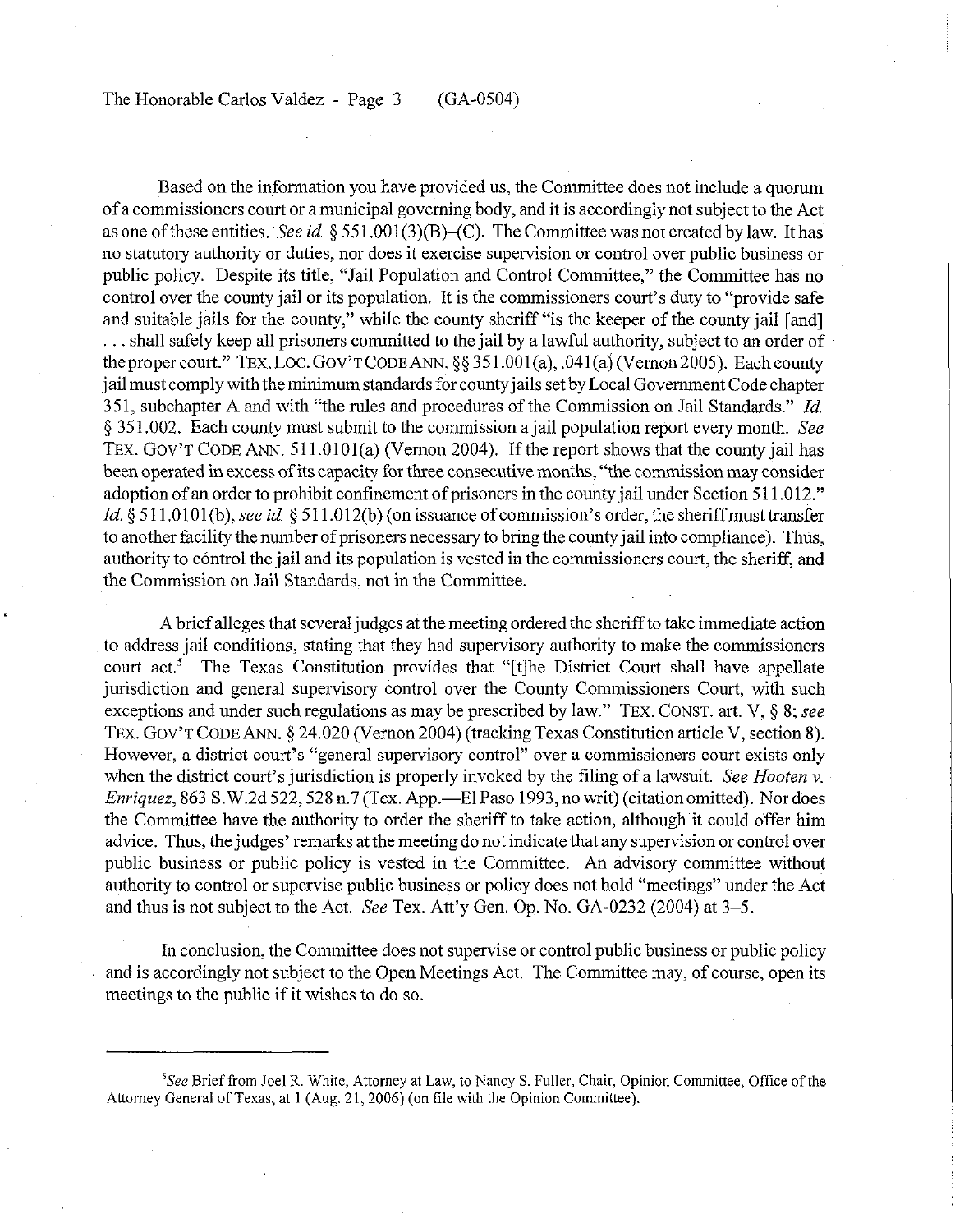Based on the information you have provided us, the Committee does not include a quorum of a commissioners court or a municipal governing body, and it is accordingly not subject to the Act as one of these entities. *See id.* § 551.001(3)(B)–(C). The Committee was not created by law. It has no statutory authority or duties, nor does it exercise supervision or control over public business or public policy. Despite its title, "Jail Population and Control Committee," the Committee has no control over the county jail or its population. It is the commissioners court's duty to "provide safe and suitable jails for the county," while the county sheriff "is the keeper of the county jail [and] . . . shall safely keep all prisoners committed to the jail by a lawful authority, subject to an order of the proper court." TEX. LOC. GOV'T CODE ANN. §§ 351.001(a), .041(a) (Vernon 2005). Each county jail must comply with the minimum standards for county jails set by Local Government Code chapter 351, subchapter A and with "the rules and procedures of the Commission on Jail Standards." *Id.* § 351.002. Each county must submit to the commission a jail population report every month. *See* TEX. GOV'T CODE ANN. 511.0101(a) (Vernon 2004). If the report shows that the county jail has been operated in excess of its capacity for three consecutive months, "the commission may consider adoption of an order to prohibit confinement of prisoners in the county jail under Section 511.012." *Id.* § 511.0101(b), *see id.* § 511.012(b) (on issuance of commission's order, the sheriff must transfer to another facility the number of prisoners necessary to bring the county jail into compliance). Thus, authority to control the jail and its population is vested in the commissioners court, the sheriff, and the Commission on Jail Standards, not in the Committee.

A brief alleges that several judges at the meeting ordered the sheriff to take immediate action to address jail conditions, stating that they had supervisory authority to make the commissioners court act.[5] The Texas Constitution provides that "[t]he District Court shall have appellate jurisdiction and general supervisory control over the County Commissioners Court, with such exceptions and under such regulations as may be prescribed by law." TEX. CONST. art. V, § 8; *see* TEX. GOV'T CODE ANN. § 24.020 (Vernon 2004) (tracking Texas Constitution article V, section 8). However, a district court's "general supervisory control" over a commissioners court exists only when the district court's jurisdiction is properly invoked by the filing of a lawsuit. *See Hooten v. Enriquez*, 863 S.W.2d 522, 528 n.7 (Tex. App.—El Paso 1993, no writ) (citation omitted). Nor does the Committee have the authority to order the sheriff to take action, although it could offer him advice. Thus, the judges' remarks at the meeting do not indicate that any supervision or control over public business or public policy is vested in the Committee. An advisory committee without authority to control or supervise public business or policy does not hold "meetings" under the Act and thus is not subject to the Act. *See* Tex. Att'y Gen. Op. No. GA-0232 (2004) at 3–5.

In conclusion, the Committee does not supervise or control public business or public policy and is accordingly not subject to the Open Meetings Act. The Committee may, of course, open its meetings to the public if it wishes to do so.

---

[5] *See* Brief from Joel R. White, Attorney at Law, to Nancy S. Fuller, Chair, Opinion Committee, Office of the Attorney General of Texas, at 1 (Aug. 21, 2006) (on file with the Opinion Committee).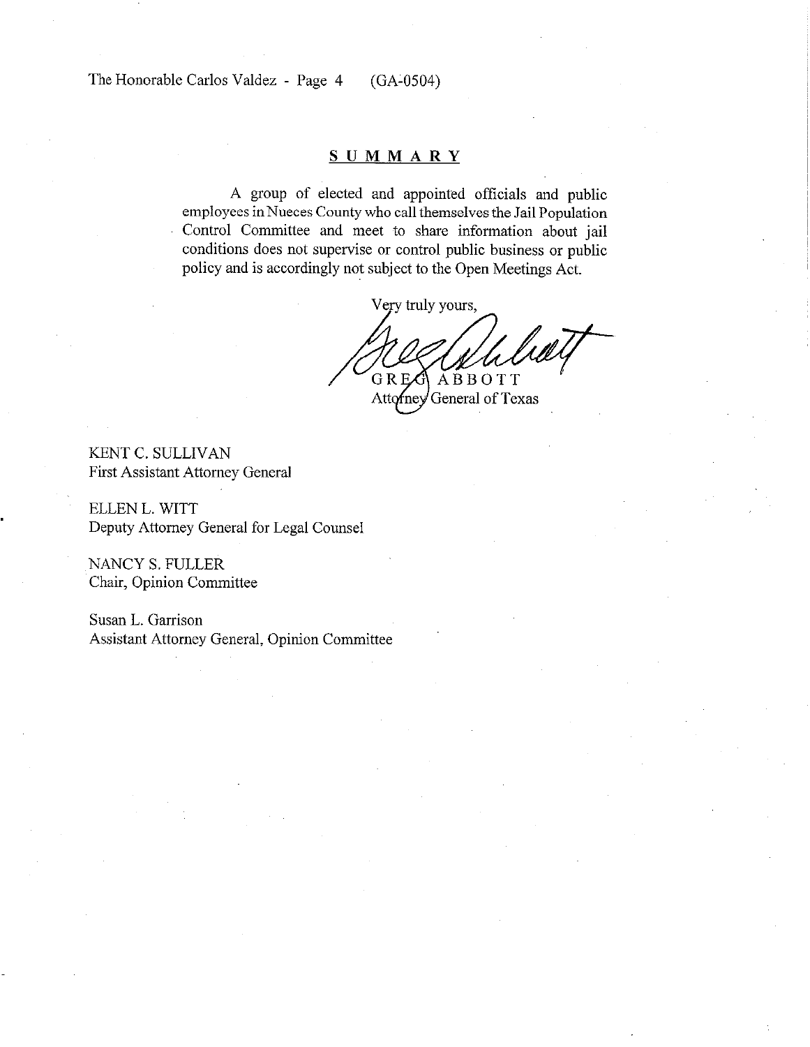## S U M M A R Y

A group of elected and appointed officials and public employees in Nueces County who call themselves the Jail Population Control Committee and meet to share information about jail conditions does not supervise or control public business or public policy and is accordingly not subject to the Open Meetings Act.

Very truly yours,

GREG ABBOTT
Attorney General of Texas

KENT C. SULLIVAN
First Assistant Attorney General

ELLEN L. WITT
Deputy Attorney General for Legal Counsel

NANCY S. FULLER
Chair, Opinion Committee

Susan L. Garrison
Assistant Attorney General, Opinion Committee